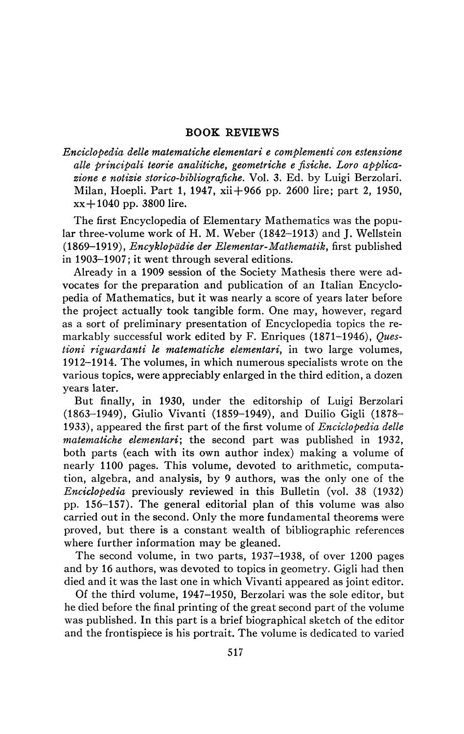## BOOK REVIEWS

*Enciclopedia delle matematiche elementari e complementi con estensione alle principali teorie analitiche, geometriche e fisiche. Loro applicazione e notizie storico-bibliografiche.* Vol. 3. Ed. by Luigi Berzolari. Milan, Hoepli. Part 1, 1947, xii+966 pp. 2600 lire; part 2, 1950, xx+1040 pp. 3800 lire.

The first Encyclopedia of Elementary Mathematics was the popular three-volume work of H. M. Weber (1842–1913) and J. Wellstein (1869–1919), *Encyklopädie der Elementar-Mathematik*, first published in 1903–1907; it went through several editions.

Already in a 1909 session of the Society Mathesis there were advocates for the preparation and publication of an Italian Encyclopedia of Mathematics, but it was nearly a score of years later before the project actually took tangible form. One may, however, regard as a sort of preliminary presentation of Encyclopedia topics the remarkably successful work edited by F. Enriques (1871–1946), *Questioni riguardanti le matematiche elementari*, in two large volumes, 1912–1914. The volumes, in which numerous specialists wrote on the various topics, were appreciably enlarged in the third edition, a dozen years later.

But finally, in 1930, under the editorship of Luigi Berzolari (1863–1949), Giulio Vivanti (1859–1949), and Duilio Gigli (1878–1933), appeared the first part of the first volume of *Enciclopedia delle matematiche elementari*; the second part was published in 1932, both parts (each with its own author index) making a volume of nearly 1100 pages. This volume, devoted to arithmetic, computation, algebra, and analysis, by 9 authors, was the only one of the *Enciclopedia* previously reviewed in this Bulletin (vol. 38 (1932) pp. 156–157). The general editorial plan of this volume was also carried out in the second. Only the more fundamental theorems were proved, but there is a constant wealth of bibliographic references where further information may be gleaned.

The second volume, in two parts, 1937–1938, of over 1200 pages and by 16 authors, was devoted to topics in geometry. Gigli had then died and it was the last one in which Vivanti appeared as joint editor.

Of the third volume, 1947–1950, Berzolari was the sole editor, but he died before the final printing of the great second part of the volume was published. In this part is a brief biographical sketch of the editor and the frontispiece is his portrait. The volume is dedicated to varied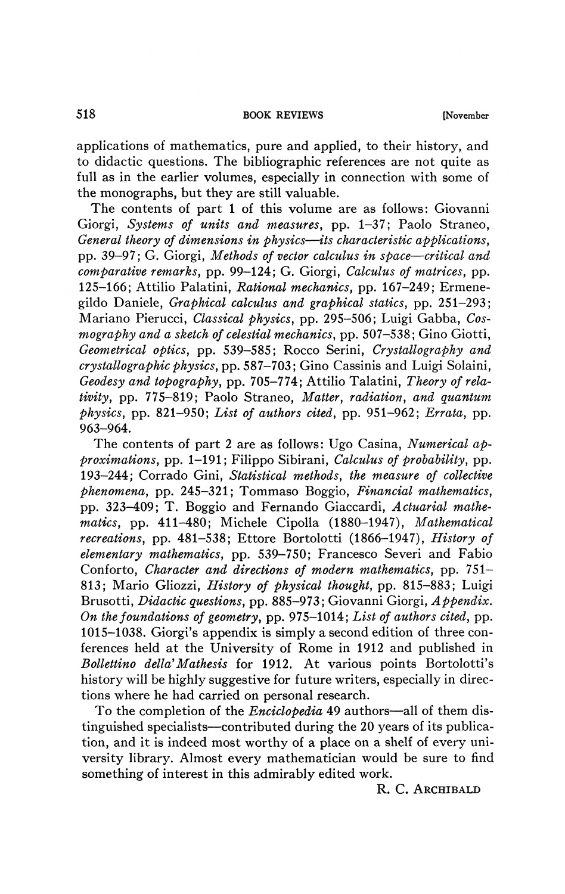applications of mathematics, pure and applied, to their history, and to didactic questions. The bibliographic references are not quite as full as in the earlier volumes, especially in connection with some of the monographs, but they are still valuable.

The contents of part 1 of this volume are as follows: Giovanni Giorgi, *Systems of units and measures*, pp. 1–37; Paolo Straneo, *General theory of dimensions in physics—its characteristic applications*, pp. 39–97; G. Giorgi, *Methods of vector calculus in space—critical and comparative remarks*, pp. 99–124; G. Giorgi, *Calculus of matrices*, pp. 125–166; Attilio Palatini, *Rational mechanics*, pp. 167–249; Ermenegildo Daniele, *Graphical calculus and graphical statics*, pp. 251–293; Mariano Pierucci, *Classical physics*, pp. 295–506; Luigi Gabba, *Cosmography and a sketch of celestial mechanics*, pp. 507–538; Gino Giotti, *Geometrical optics*, pp. 539–585; Rocco Serini, *Crystallography and crystallographic physics*, pp. 587–703; Gino Cassinis and Luigi Solaini, *Geodesy and topography*, pp. 705–774; Attilio Talatini, *Theory of relativity*, pp. 775–819; Paolo Straneo, *Matter, radiation, and quantum physics*, pp. 821–950; *List of authors cited*, pp. 951–962; *Errata*, pp. 963–964.

The contents of part 2 are as follows: Ugo Casina, *Numerical approximations*, pp. 1–191; Filippo Sibirani, *Calculus of probability*, pp. 193–244; Corrado Gini, *Statistical methods, the measure of collective phenomena*, pp. 245–321; Tommaso Boggio, *Financial mathematics*, pp. 323–409; T. Boggio and Fernando Giaccardi, *Actuarial mathematics*, pp. 411–480; Michele Cipolla (1880–1947), *Mathematical recreations*, pp. 481–538; Ettore Bortolotti (1866–1947), *History of elementary mathematics*, pp. 539–750; Francesco Severi and Fabio Conforto, *Character and directions of modern mathematics*, pp. 751–813; Mario Gliozzi, *History of physical thought*, pp. 815–883; Luigi Brusotti, *Didactic questions*, pp. 885–973; Giovanni Giorgi, *Appendix. On the foundations of geometry*, pp. 975–1014; *List of authors cited*, pp. 1015–1038. Giorgi's appendix is simply a second edition of three conferences held at the University of Rome in 1912 and published in *Bollettino della'Mathesis* for 1912. At various points Bortolotti's history will be highly suggestive for future writers, especially in directions where he had carried on personal research.

To the completion of the *Enciclopedia* 49 authors—all of them distinguished specialists—contributed during the 20 years of its publication, and it is indeed most worthy of a place on a shelf of every university library. Almost every mathematician would be sure to find something of interest in this admirably edited work.

R. C. ARCHIBALD